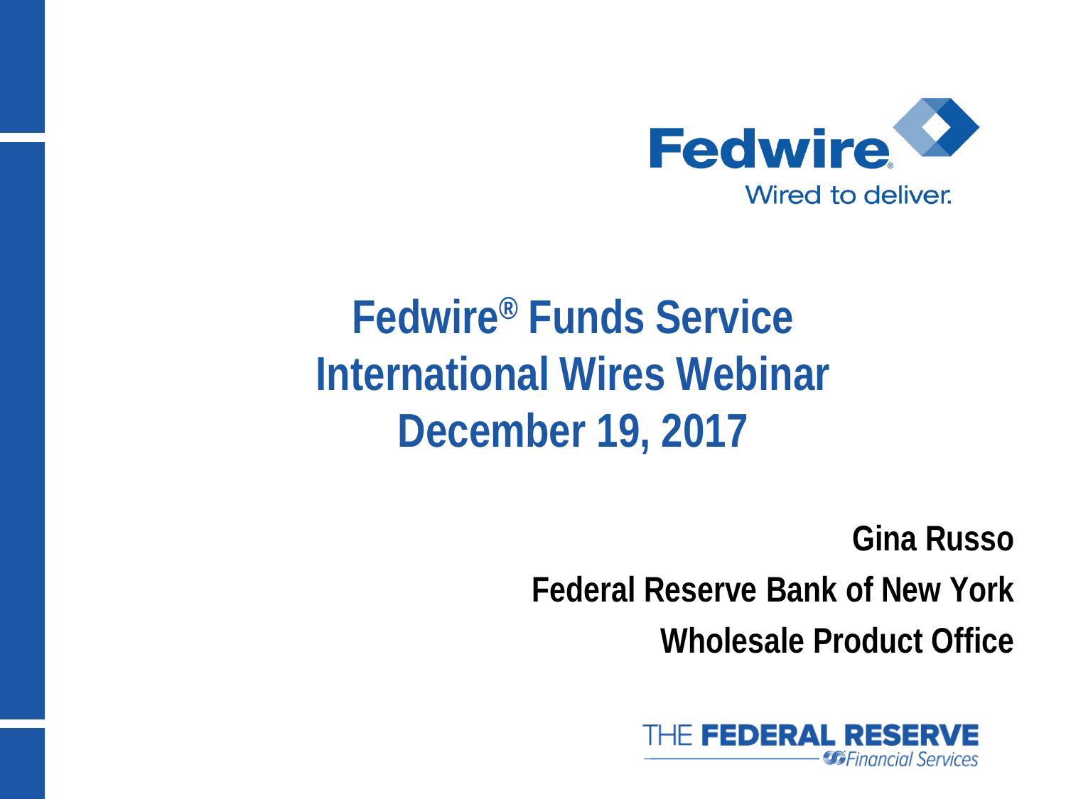Fedwire

Wired to deliver.

# Fedwire® Funds Service International Wires Webinar December 19, 2017

**Gina Russo**

**Federal Reserve Bank of New York**

**Wholesale Product Office**

THE FEDERAL RESERVE Financial Services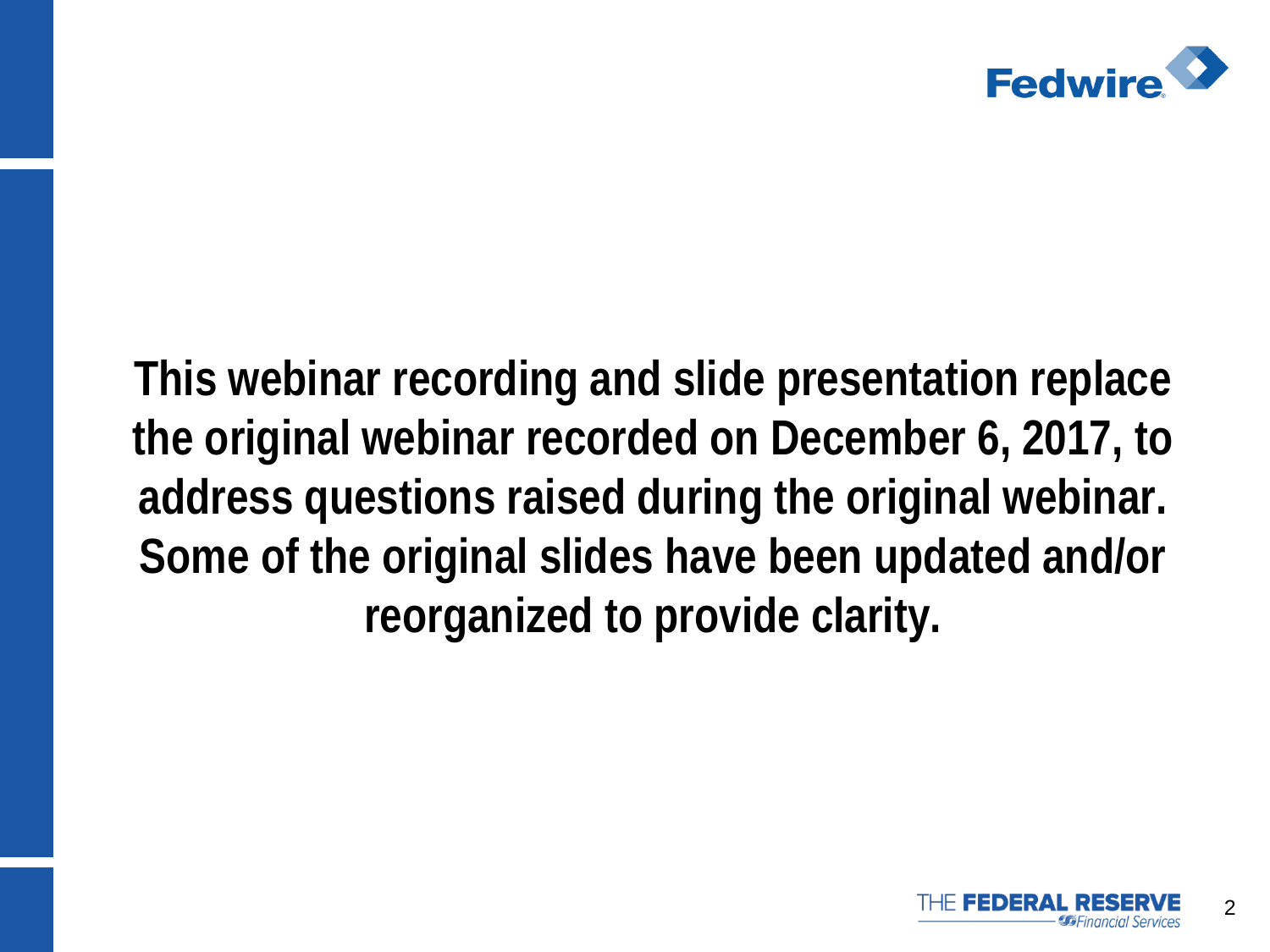**This webinar recording and slide presentation replace the original webinar recorded on December 6, 2017, to address questions raised during the original webinar. Some of the original slides have been updated and/or reorganized to provide clarity.**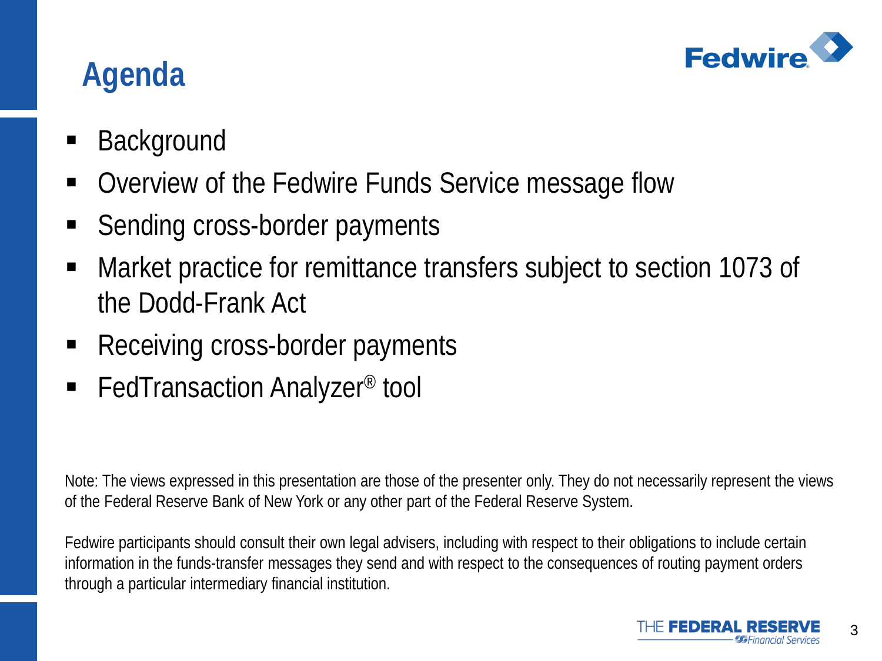# Agenda

- Background
- Overview of the Fedwire Funds Service message flow
- Sending cross-border payments
- Market practice for remittance transfers subject to section 1073 of the Dodd-Frank Act
- Receiving cross-border payments
- FedTransaction Analyzer® tool

Note: The views expressed in this presentation are those of the presenter only. They do not necessarily represent the views of the Federal Reserve Bank of New York or any other part of the Federal Reserve System.

Fedwire participants should consult their own legal advisers, including with respect to their obligations to include certain information in the funds-transfer messages they send and with respect to the consequences of routing payment orders through a particular intermediary financial institution.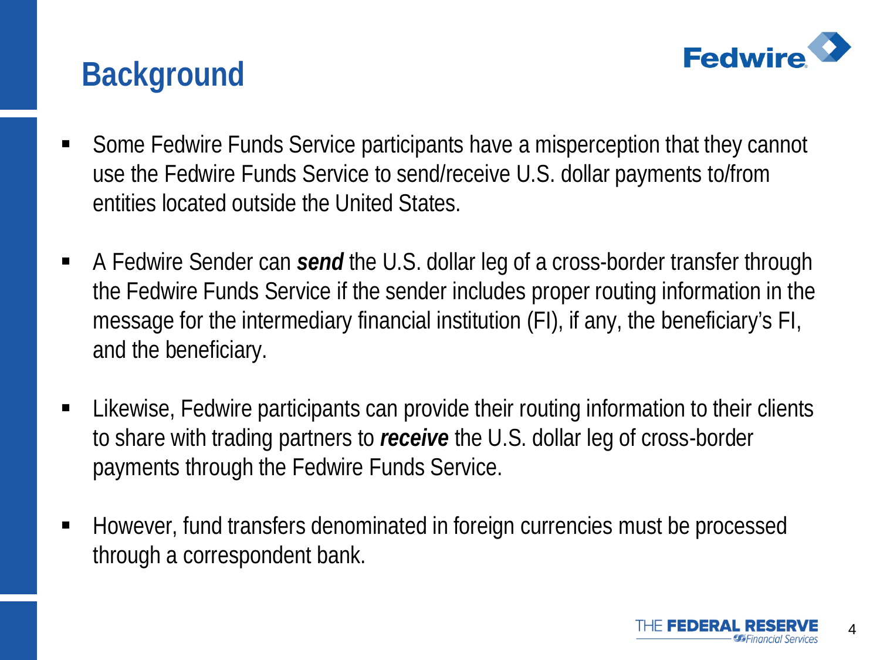# Background

- Some Fedwire Funds Service participants have a misperception that they cannot use the Fedwire Funds Service to send/receive U.S. dollar payments to/from entities located outside the United States.

- A Fedwire Sender can ***send*** the U.S. dollar leg of a cross-border transfer through the Fedwire Funds Service if the sender includes proper routing information in the message for the intermediary financial institution (FI), if any, the beneficiary's FI, and the beneficiary.

- Likewise, Fedwire participants can provide their routing information to their clients to share with trading partners to ***receive*** the U.S. dollar leg of cross-border payments through the Fedwire Funds Service.

- However, fund transfers denominated in foreign currencies must be processed through a correspondent bank.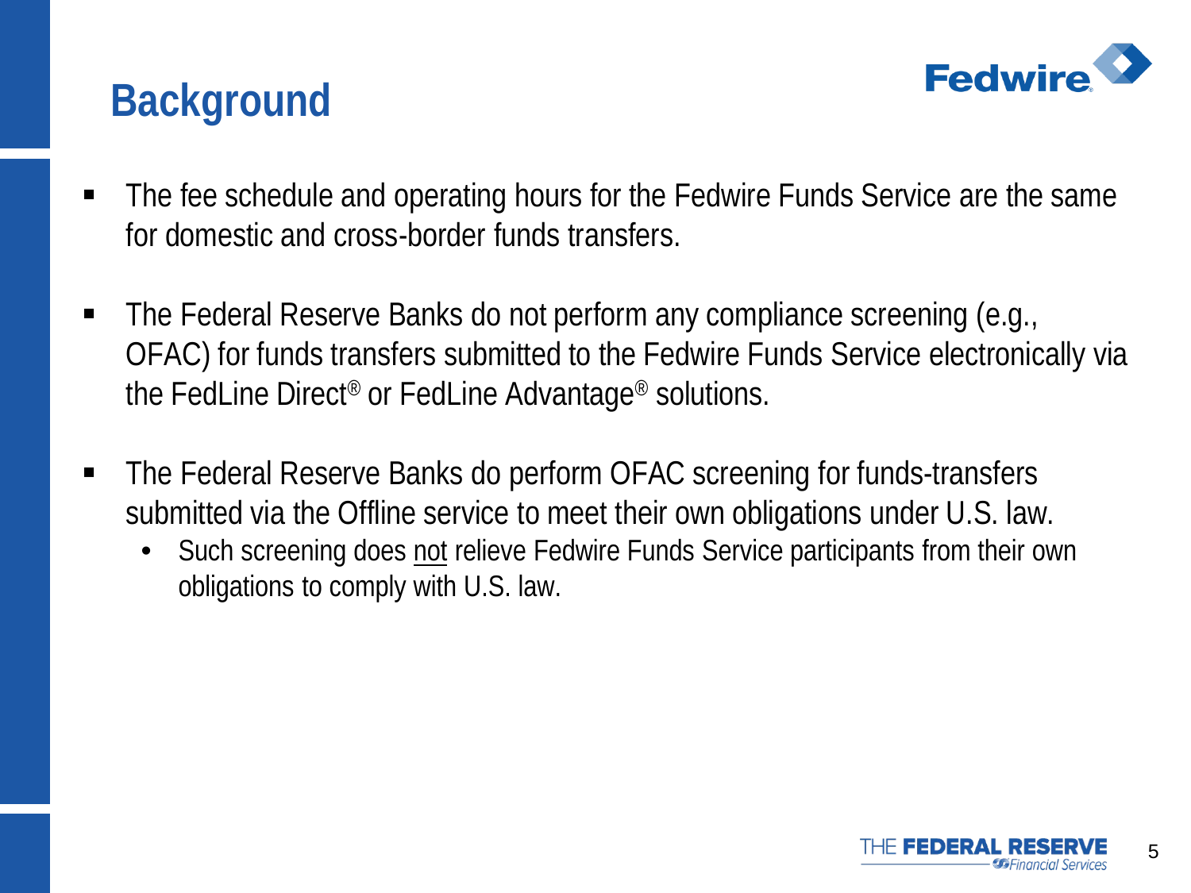# Background

- The fee schedule and operating hours for the Fedwire Funds Service are the same for domestic and cross-border funds transfers.

- The Federal Reserve Banks do not perform any compliance screening (e.g., OFAC) for funds transfers submitted to the Fedwire Funds Service electronically via the FedLine Direct® or FedLine Advantage® solutions.

- The Federal Reserve Banks do perform OFAC screening for funds-transfers submitted via the Offline service to meet their own obligations under U.S. law.
  - Such screening does <u>not</u> relieve Fedwire Funds Service participants from their own obligations to comply with U.S. law.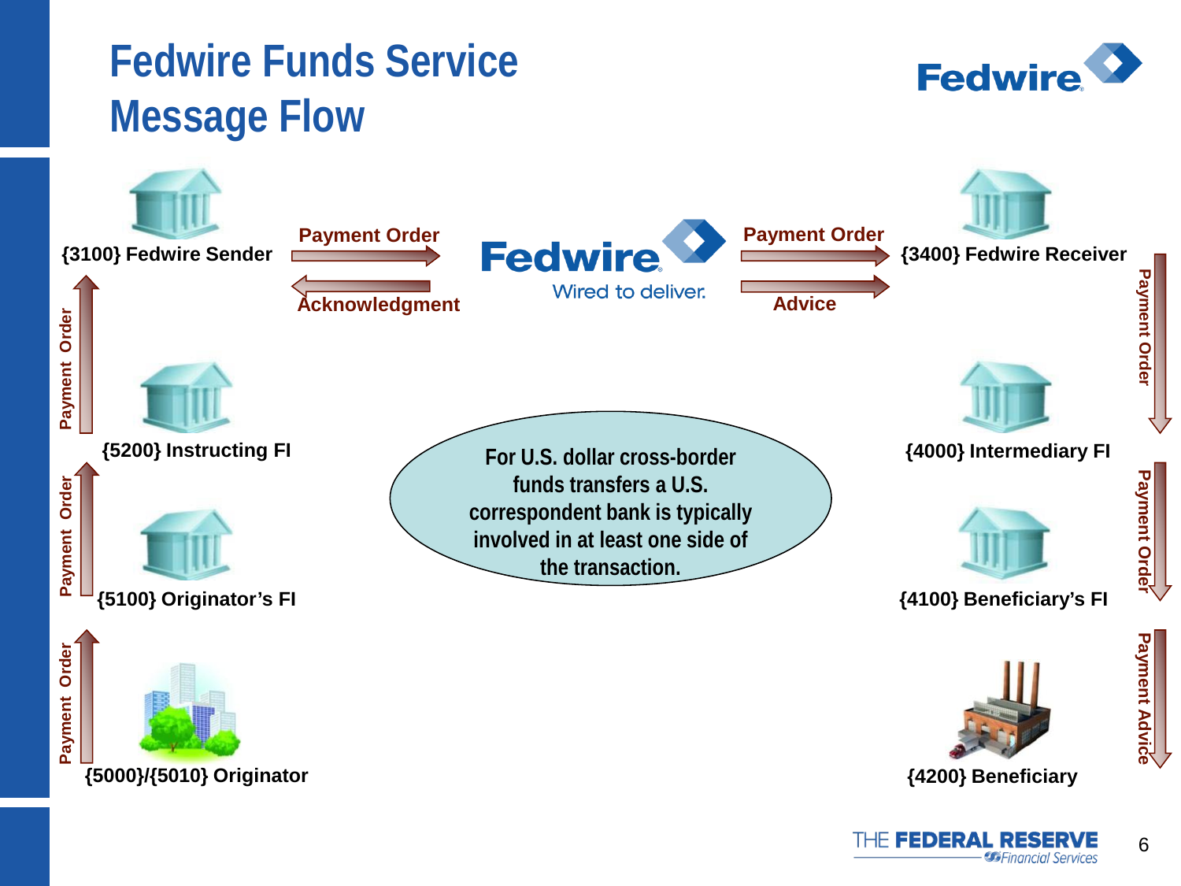# Fedwire Funds Service Message Flow

{3100} Fedwire Sender

Payment Order

Acknowledgment

Fedwire

Wired to deliver.

Payment Order

Advice

{3400} Fedwire Receiver

Payment Order

{5200} Instructing FI

Payment Order

{5100} Originator's FI

Payment Order

{5000}/{5010} Originator

For U.S. dollar cross-border funds transfers a U.S. correspondent bank is typically involved in at least one side of the transaction.

Payment Order

{4000} Intermediary FI

Payment Order

{4100} Beneficiary's FI

Payment Advice

{4200} Beneficiary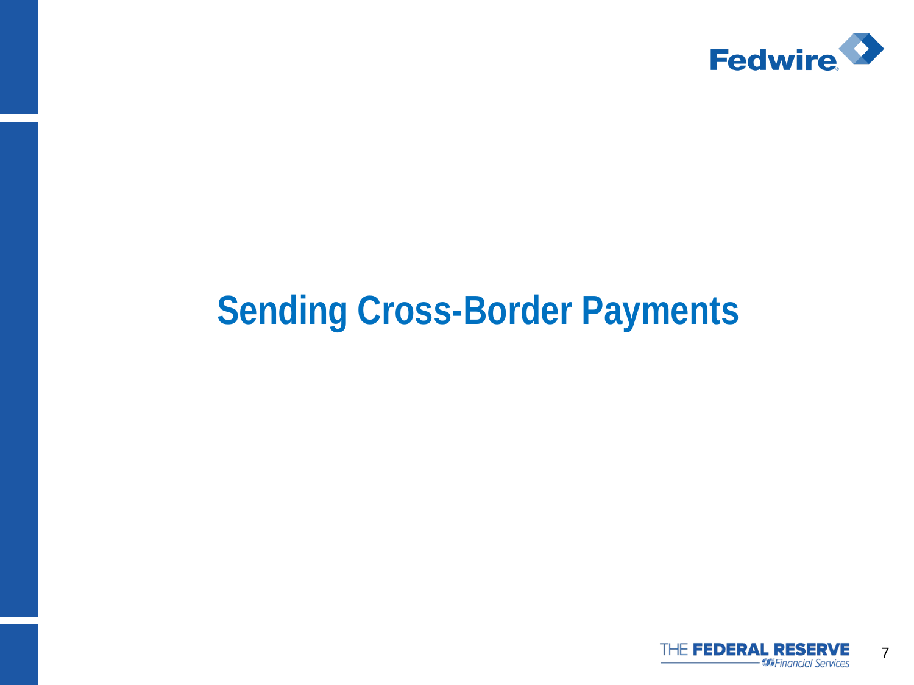# Sending Cross-Border Payments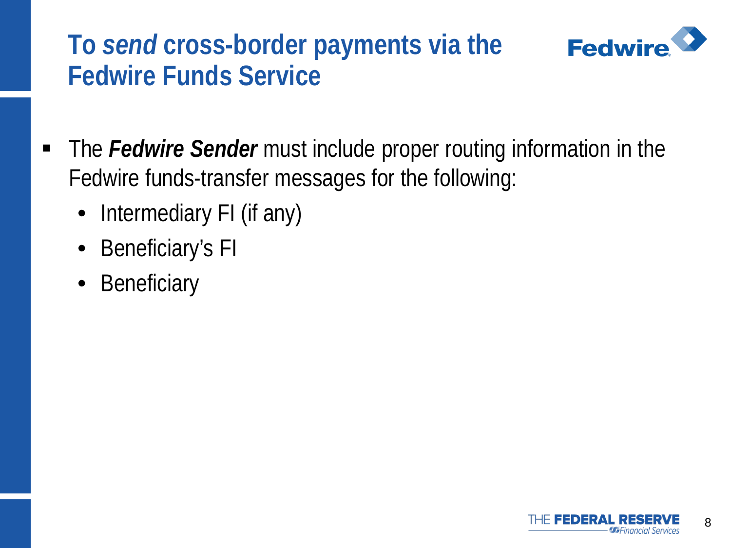# To *send* cross-border payments via the Fedwire Funds Service

- The ***Fedwire Sender*** must include proper routing information in the Fedwire funds-transfer messages for the following:
  - Intermediary FI (if any)
  - Beneficiary's FI
  - Beneficiary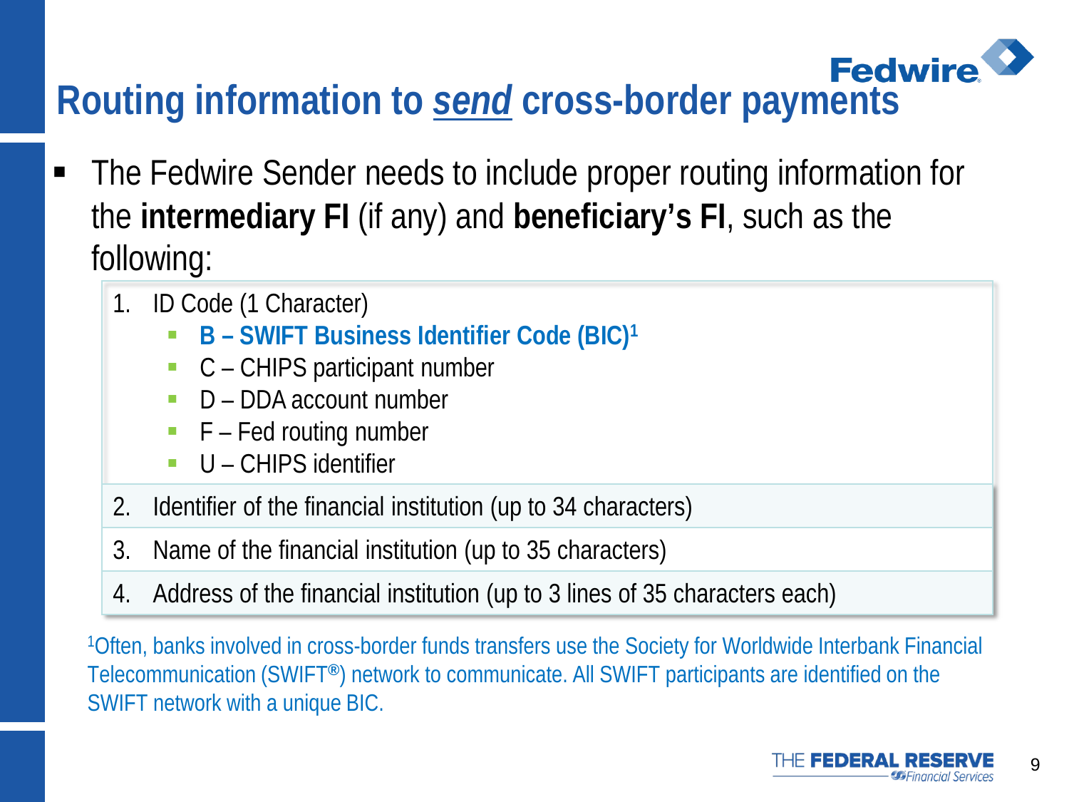# Routing information to *send* cross-border payments

- The Fedwire Sender needs to include proper routing information for the **intermediary FI** (if any) and **beneficiary's FI**, such as the following:

1. ID Code (1 Character)
   - **B – SWIFT Business Identifier Code (BIC)[1]**
   - C – CHIPS participant number
   - D – DDA account number
   - F – Fed routing number
   - U – CHIPS identifier
2. Identifier of the financial institution (up to 34 characters)
3. Name of the financial institution (up to 35 characters)
4. Address of the financial institution (up to 3 lines of 35 characters each)

[1]Often, banks involved in cross-border funds transfers use the Society for Worldwide Interbank Financial Telecommunication (SWIFT®) network to communicate. All SWIFT participants are identified on the SWIFT network with a unique BIC.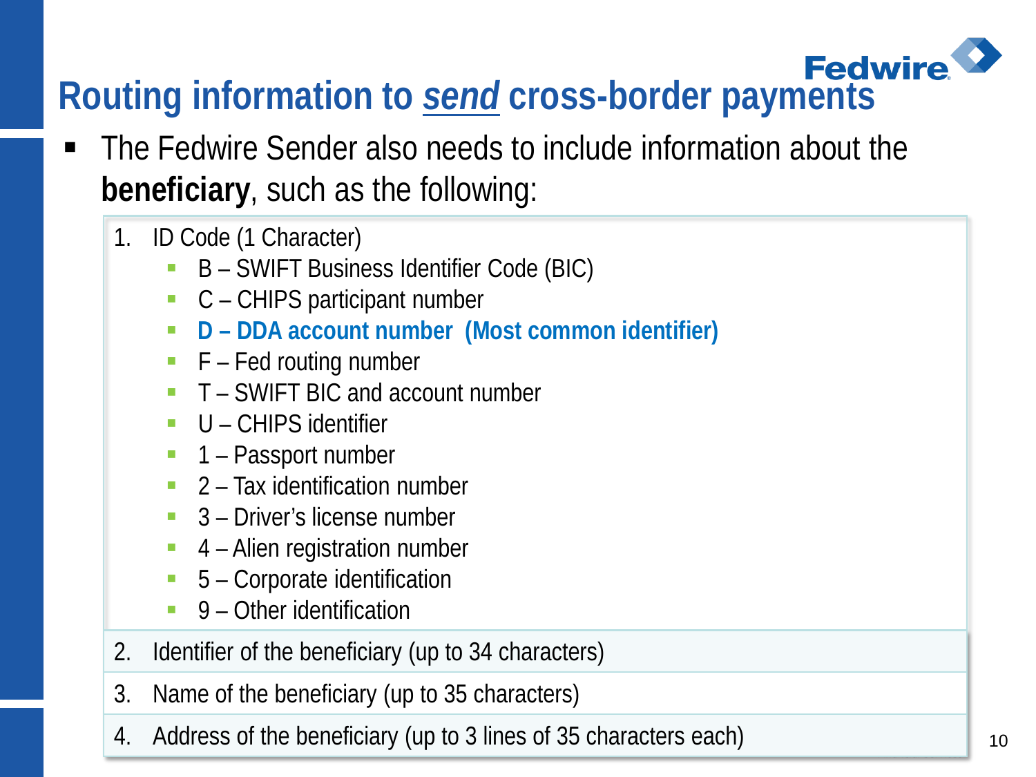# Routing information to *send* cross-border payments

- The Fedwire Sender also needs to include information about the **beneficiary**, such as the following:

1. ID Code (1 Character)
   - B – SWIFT Business Identifier Code (BIC)
   - C – CHIPS participant number
   - **D – DDA account number (Most common identifier)**
   - F – Fed routing number
   - T – SWIFT BIC and account number
   - U – CHIPS identifier
   - 1 – Passport number
   - 2 – Tax identification number
   - 3 – Driver's license number
   - 4 – Alien registration number
   - 5 – Corporate identification
   - 9 – Other identification
2. Identifier of the beneficiary (up to 34 characters)
3. Name of the beneficiary (up to 35 characters)
4. Address of the beneficiary (up to 3 lines of 35 characters each)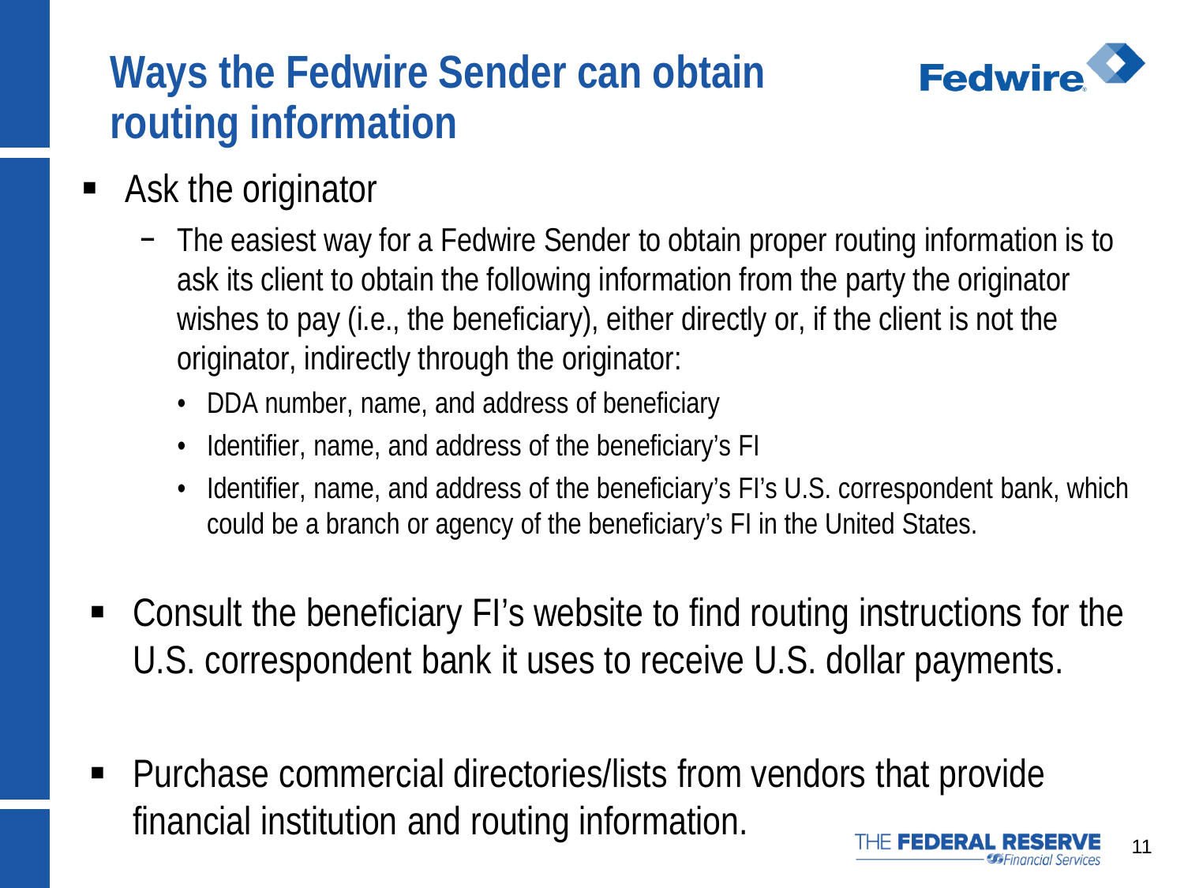# Ways the Fedwire Sender can obtain routing information

- Ask the originator
  - The easiest way for a Fedwire Sender to obtain proper routing information is to ask its client to obtain the following information from the party the originator wishes to pay (i.e., the beneficiary), either directly or, if the client is not the originator, indirectly through the originator:
    - DDA number, name, and address of beneficiary
    - Identifier, name, and address of the beneficiary's FI
    - Identifier, name, and address of the beneficiary's FI's U.S. correspondent bank, which could be a branch or agency of the beneficiary's FI in the United States.

- Consult the beneficiary FI's website to find routing instructions for the U.S. correspondent bank it uses to receive U.S. dollar payments.

- Purchase commercial directories/lists from vendors that provide financial institution and routing information.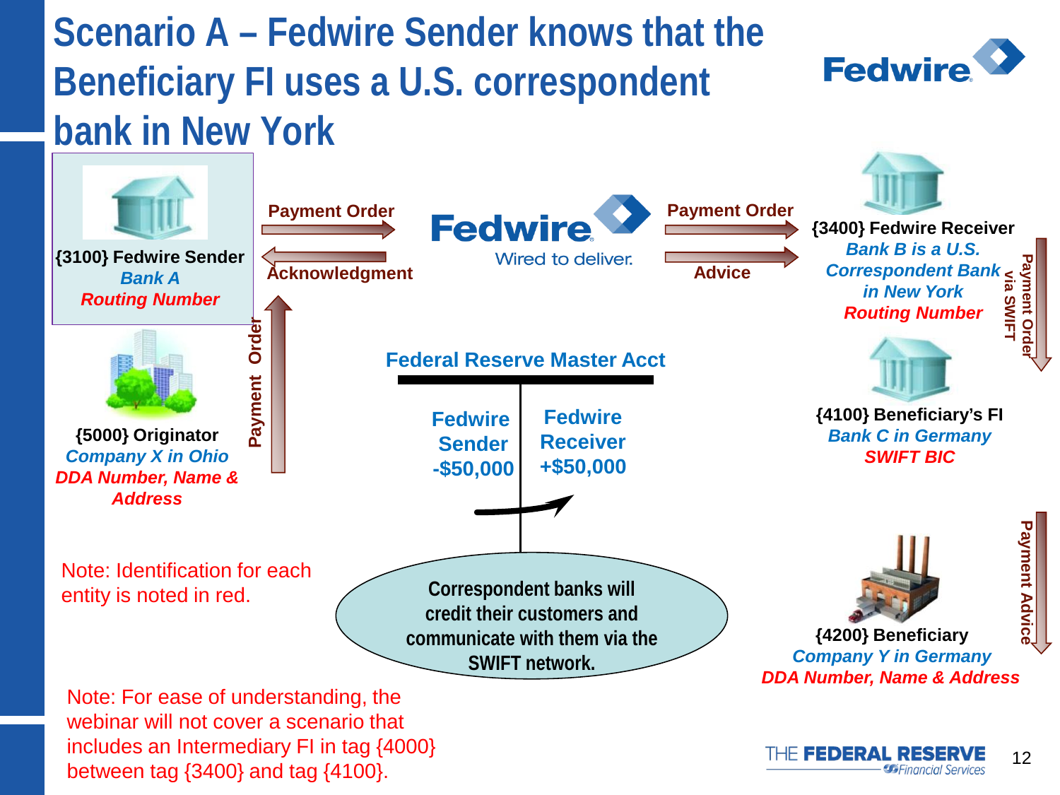# Scenario A – Fedwire Sender knows that the Beneficiary FI uses a U.S. correspondent bank in New York

**{3100} Fedwire Sender**
*Bank A*
*Routing Number*

Payment Order →
← Acknowledgment

**Fedwire** Wired to deliver.

Payment Order →
Advice →

**{3400} Fedwire Receiver**
*Bank B is a U.S. Correspondent Bank in New York*
*Routing Number*

Payment Order via SWIFT

**{5000} Originator**
*Company X in Ohio*
*DDA Number, Name & Address*

Payment Order

**Federal Reserve Master Acct**

| Fedwire Sender | Fedwire Receiver |
|---|---|
| -$50,000 | +$50,000 |

**{4100} Beneficiary's FI**
*Bank C in Germany*
*SWIFT BIC*

Payment Advice

**{4200} Beneficiary**
*Company Y in Germany*
*DDA Number, Name & Address*

Note: Identification for each entity is noted in red.

Correspondent banks will credit their customers and communicate with them via the SWIFT network.

Note: For ease of understanding, the webinar will not cover a scenario that includes an Intermediary FI in tag {4000} between tag {3400} and tag {4100}.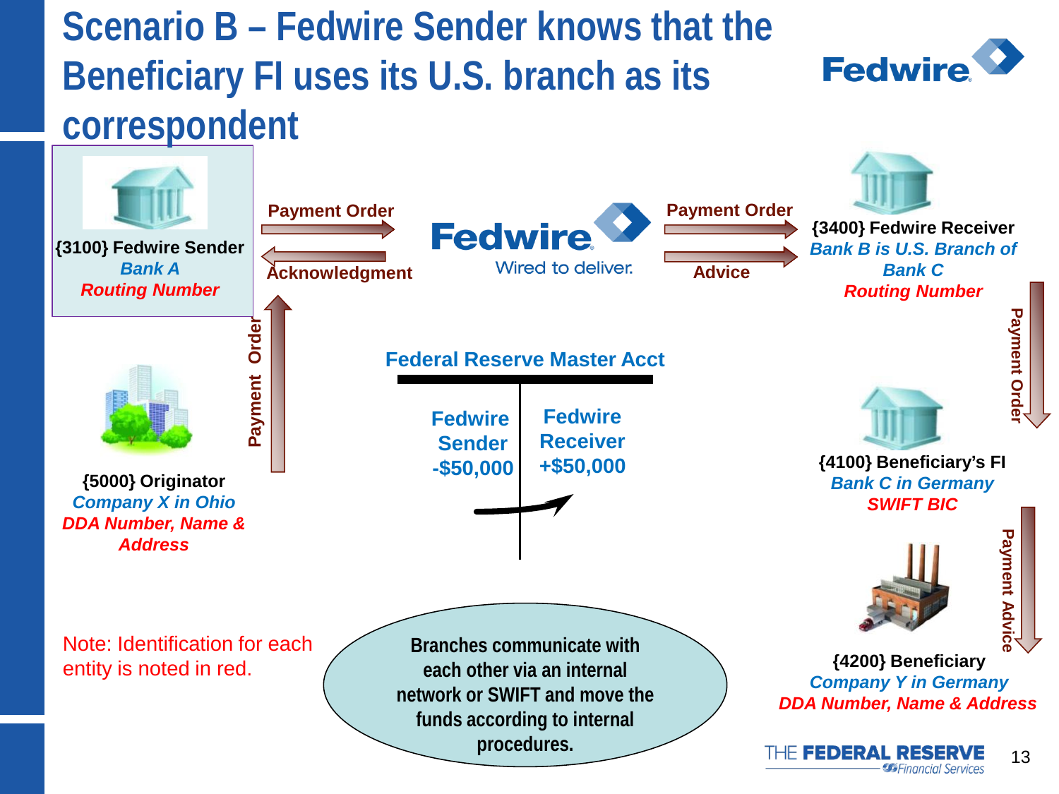# Scenario B – Fedwire Sender knows that the Beneficiary FI uses its U.S. branch as its correspondent

**{3100} Fedwire Sender**
*Bank A*
*Routing Number*

Payment Order →
← Acknowledgment

**Fedwire** Wired to deliver.

Payment Order →
Advice →

**{3400} Fedwire Receiver**
*Bank B is U.S. Branch of Bank C*
*Routing Number*

Payment Order ↑

**{5000} Originator**
*Company X in Ohio*
*DDA Number, Name & Address*

**Federal Reserve Master Acct**

| Fedwire Sender | Fedwire Receiver |
|---|---|
| -$50,000 | +$50,000 |

Payment Order ↓

**{4100} Beneficiary's FI**
*Bank C in Germany*
*SWIFT BIC*

Payment Advice ↓

**{4200} Beneficiary**
*Company Y in Germany*
*DDA Number, Name & Address*

Note: Identification for each entity is noted in red.

Branches communicate with each other via an internal network or SWIFT and move the funds according to internal procedures.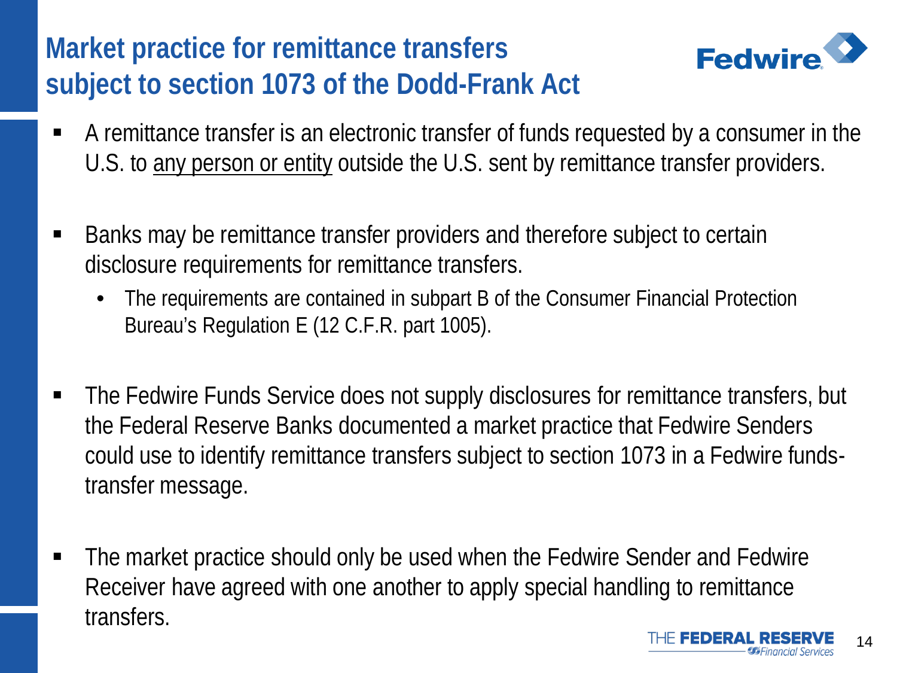# Market practice for remittance transfers subject to section 1073 of the Dodd-Frank Act

- A remittance transfer is an electronic transfer of funds requested by a consumer in the U.S. to <u>any person or entity</u> outside the U.S. sent by remittance transfer providers.

- Banks may be remittance transfer providers and therefore subject to certain disclosure requirements for remittance transfers.
  - The requirements are contained in subpart B of the Consumer Financial Protection Bureau's Regulation E (12 C.F.R. part 1005).

- The Fedwire Funds Service does not supply disclosures for remittance transfers, but the Federal Reserve Banks documented a market practice that Fedwire Senders could use to identify remittance transfers subject to section 1073 in a Fedwire funds-transfer message.

- The market practice should only be used when the Fedwire Sender and Fedwire Receiver have agreed with one another to apply special handling to remittance transfers.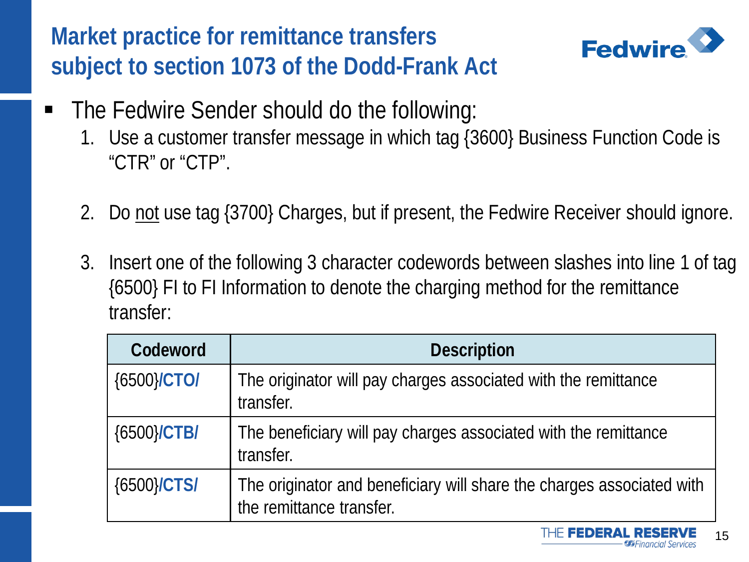# Market practice for remittance transfers subject to section 1073 of the Dodd-Frank Act

- The Fedwire Sender should do the following:
  1. Use a customer transfer message in which tag {3600} Business Function Code is “CTR” or “CTP”.
  2. Do not use tag {3700} Charges, but if present, the Fedwire Receiver should ignore.
  3. Insert one of the following 3 character codewords between slashes into line 1 of tag {6500} FI to FI Information to denote the charging method for the remittance transfer:

| Codeword | Description |
| --- | --- |
| {6500}**/CTO/** | The originator will pay charges associated with the remittance transfer. |
| {6500}**/CTB/** | The beneficiary will pay charges associated with the remittance transfer. |
| {6500}**/CTS/** | The originator and beneficiary will share the charges associated with the remittance transfer. |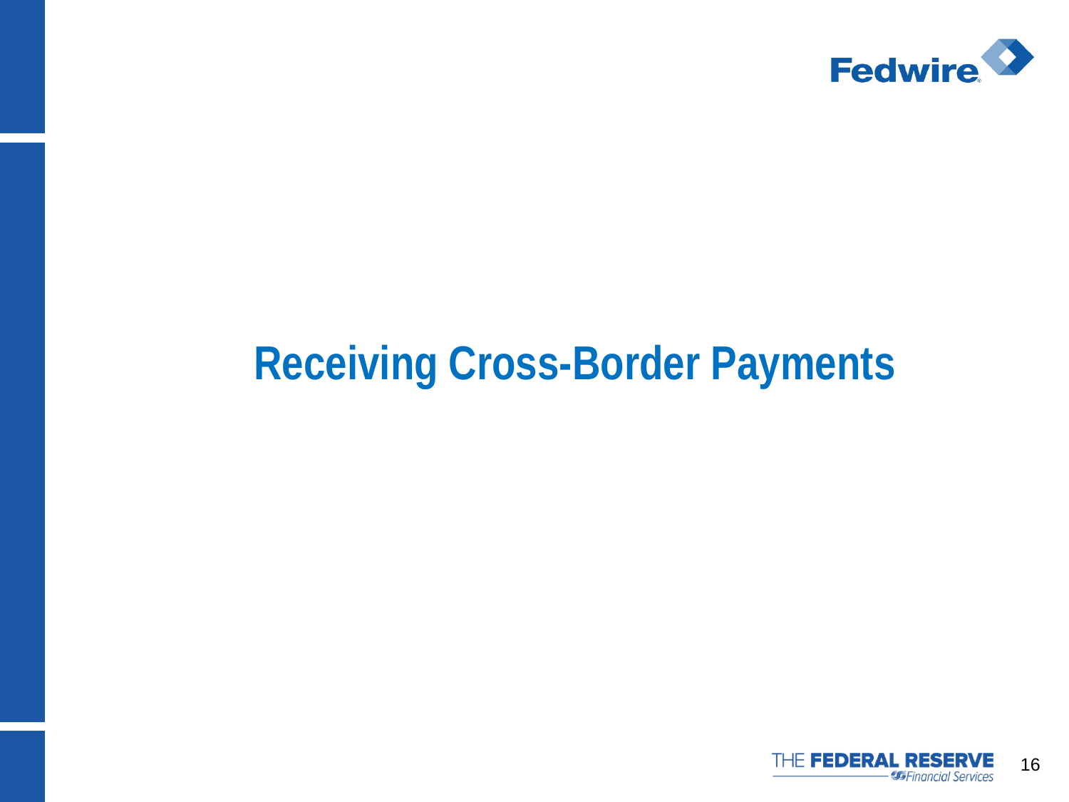# Receiving Cross-Border Payments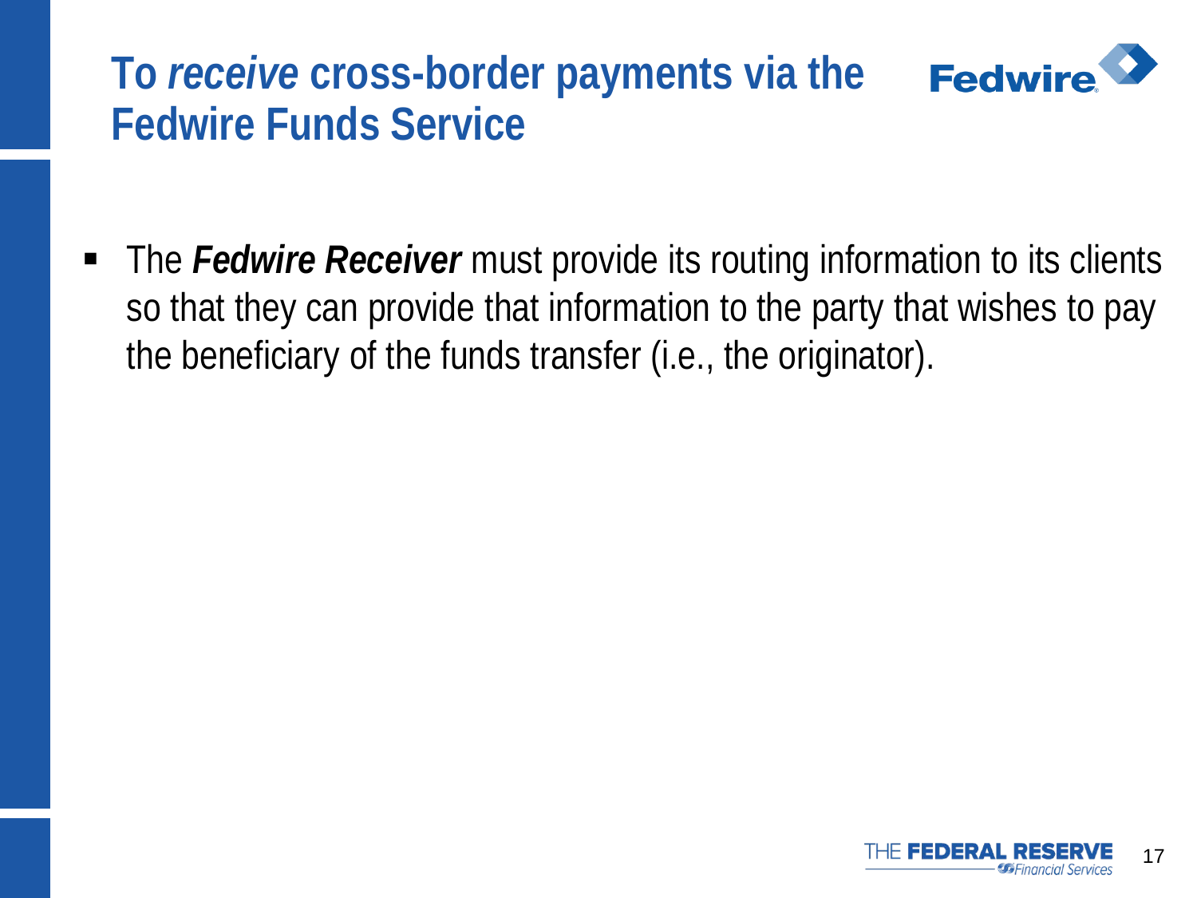# To *receive* cross-border payments via the Fedwire Funds Service

- The ***Fedwire Receiver*** must provide its routing information to its clients so that they can provide that information to the party that wishes to pay the beneficiary of the funds transfer (i.e., the originator).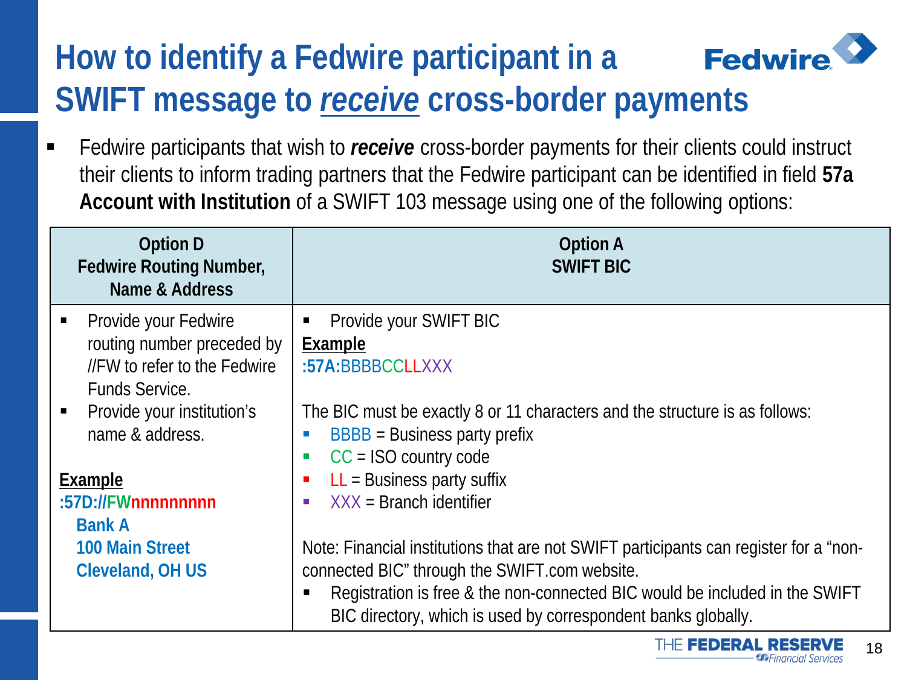# How to identify a Fedwire participant in a SWIFT message to *receive* cross-border payments

- Fedwire participants that wish to ***receive*** cross-border payments for their clients could instruct their clients to inform trading partners that the Fedwire participant can be identified in field **57a Account with Institution** of a SWIFT 103 message using one of the following options:

| **Option D**<br>**Fedwire Routing Number, Name & Address** | **Option A**<br>**SWIFT BIC** |
|---|---|
| - Provide your Fedwire routing number preceded by //FW to refer to the Fedwire Funds Service.<br>- Provide your institution's name & address.<br><br>**Example**<br>**:57D://FWnnnnnnnnn**<br>**Bank A**<br>**100 Main Street**<br>**Cleveland, OH US** | - Provide your SWIFT BIC<br><br>**Example**<br>**:57A:**BBBBCCLLXXX<br><br>The BIC must be exactly 8 or 11 characters and the structure is as follows:<br>- BBBB = Business party prefix<br>- CC = ISO country code<br>- LL = Business party suffix<br>- XXX = Branch identifier<br><br>Note: Financial institutions that are not SWIFT participants can register for a "non-connected BIC" through the SWIFT.com website.<br>- Registration is free & the non-connected BIC would be included in the SWIFT BIC directory, which is used by correspondent banks globally. |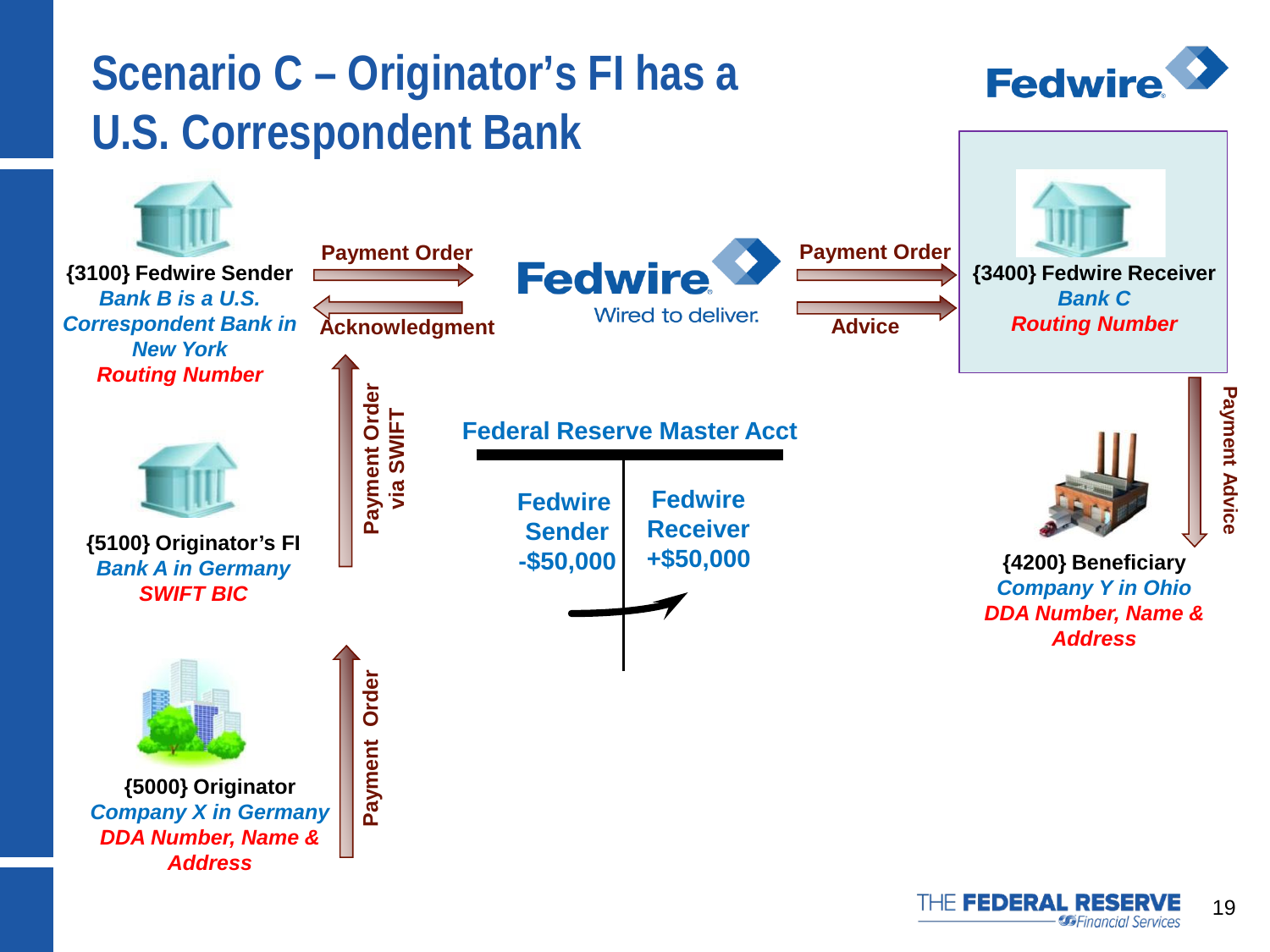# Scenario C – Originator's FI has a U.S. Correspondent Bank

**{3100} Fedwire Sender**
*Bank B is a U.S. Correspondent Bank in New York*
*Routing Number*

**Payment Order** →

← **Acknowledgment**

**Fedwire**
Wired to deliver.

**Payment Order** →

**Advice** →

**{3400} Fedwire Receiver**
*Bank C*
*Routing Number*

↑ **Payment Order via SWIFT**

**Federal Reserve Master Acct**

| Fedwire Sender | Fedwire Receiver |
|---|---|
| -$50,000 | +$50,000 |

↓ **Payment Advice**

**{5100} Originator's FI**
*Bank A in Germany*
*SWIFT BIC*

**{4200} Beneficiary**
*Company Y in Ohio*
*DDA Number, Name & Address*

↑ **Payment Order**

**{5000} Originator**
*Company X in Germany*
*DDA Number, Name & Address*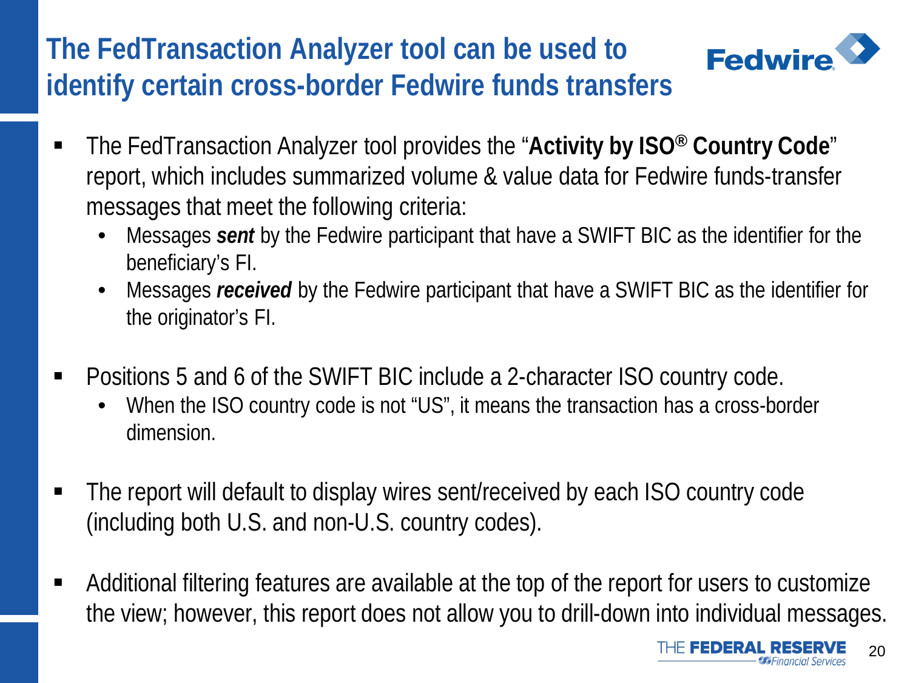# The FedTransaction Analyzer tool can be used to identify certain cross-border Fedwire funds transfers

- The FedTransaction Analyzer tool provides the "**Activity by ISO® Country Code**" report, which includes summarized volume & value data for Fedwire funds-transfer messages that meet the following criteria:
  - Messages ***sent*** by the Fedwire participant that have a SWIFT BIC as the identifier for the beneficiary's FI.
  - Messages ***received*** by the Fedwire participant that have a SWIFT BIC as the identifier for the originator's FI.

- Positions 5 and 6 of the SWIFT BIC include a 2-character ISO country code.
  - When the ISO country code is not "US", it means the transaction has a cross-border dimension.

- The report will default to display wires sent/received by each ISO country code (including both U.S. and non-U.S. country codes).

- Additional filtering features are available at the top of the report for users to customize the view; however, this report does not allow you to drill-down into individual messages.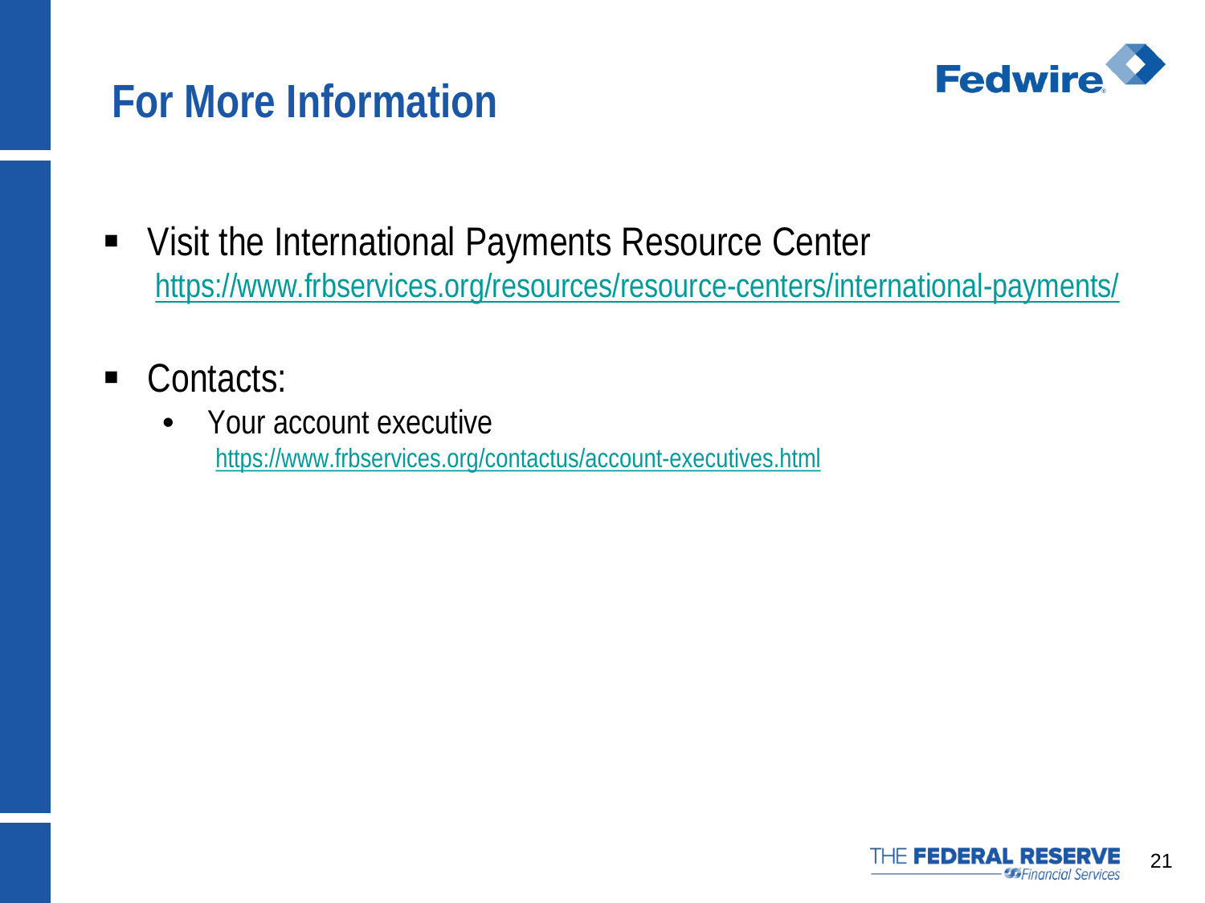# For More Information

- Visit the International Payments Resource Center
  https://www.frbservices.org/resources/resource-centers/international-payments/

- Contacts:
  - Your account executive
    https://www.frbservices.org/contactus/account-executives.html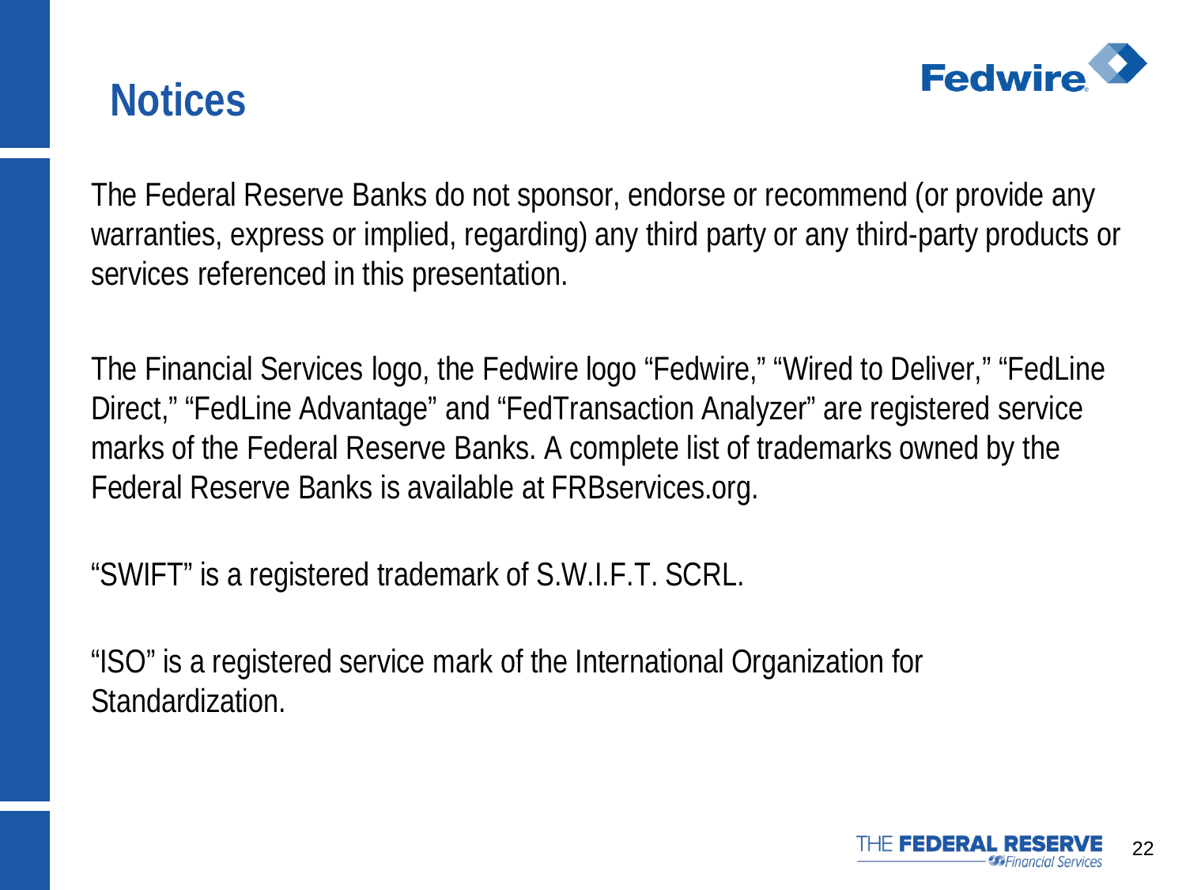# Notices

The Federal Reserve Banks do not sponsor, endorse or recommend (or provide any warranties, express or implied, regarding) any third party or any third-party products or services referenced in this presentation.

The Financial Services logo, the Fedwire logo "Fedwire," "Wired to Deliver," "FedLine Direct," "FedLine Advantage" and "FedTransaction Analyzer" are registered service marks of the Federal Reserve Banks. A complete list of trademarks owned by the Federal Reserve Banks is available at FRBservices.org.

"SWIFT" is a registered trademark of S.W.I.F.T. SCRL.

"ISO" is a registered service mark of the International Organization for Standardization.